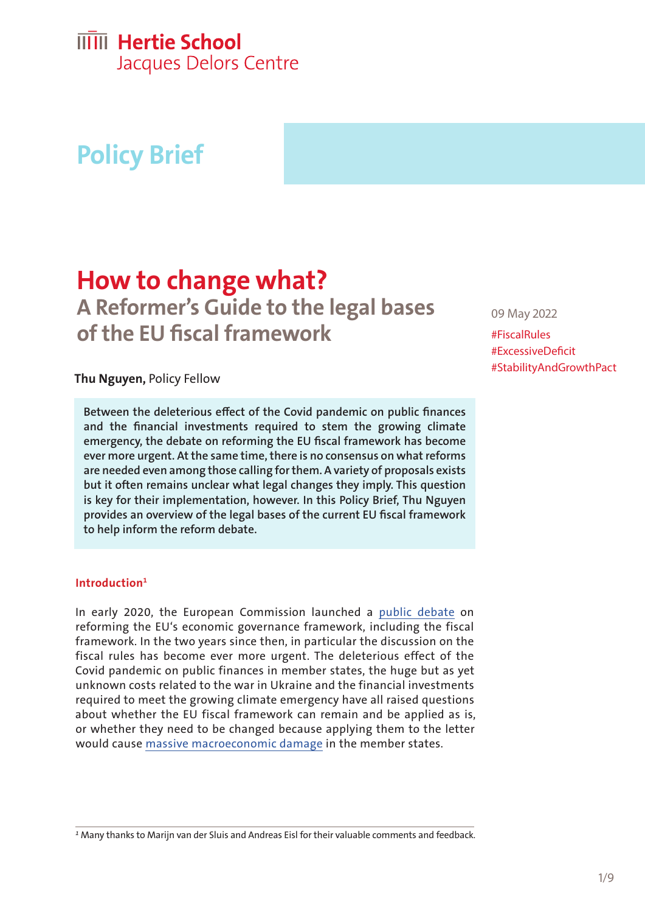Hertie School
Jacques Delors Centre

Policy Brief

# How to change what?
## A Reformer's Guide to the legal bases of the EU fiscal framework

09 May 2022

#FiscalRules
#ExcessiveDeficit
#StabilityAndGrowthPact

**Thu Nguyen,** Policy Fellow

**Between the deleterious effect of the Covid pandemic on public finances and the financial investments required to stem the growing climate emergency, the debate on reforming the EU fiscal framework has become ever more urgent. At the same time, there is no consensus on what reforms are needed even among those calling for them. A variety of proposals exists but it often remains unclear what legal changes they imply. This question is key for their implementation, however. In this Policy Brief, Thu Nguyen provides an overview of the legal bases of the current EU fiscal framework to help inform the reform debate.**

### Introduction[1]

In early 2020, the European Commission launched a public debate on reforming the EU's economic governance framework, including the fiscal framework. In the two years since then, in particular the discussion on the fiscal rules has become ever more urgent. The deleterious effect of the Covid pandemic on public finances in member states, the huge but as yet unknown costs related to the war in Ukraine and the financial investments required to meet the growing climate emergency have all raised questions about whether the EU fiscal framework can remain and be applied as is, or whether they need to be changed because applying them to the letter would cause massive macroeconomic damage in the member states.

[1] Many thanks to Marijn van der Sluis and Andreas Eisl for their valuable comments and feedback.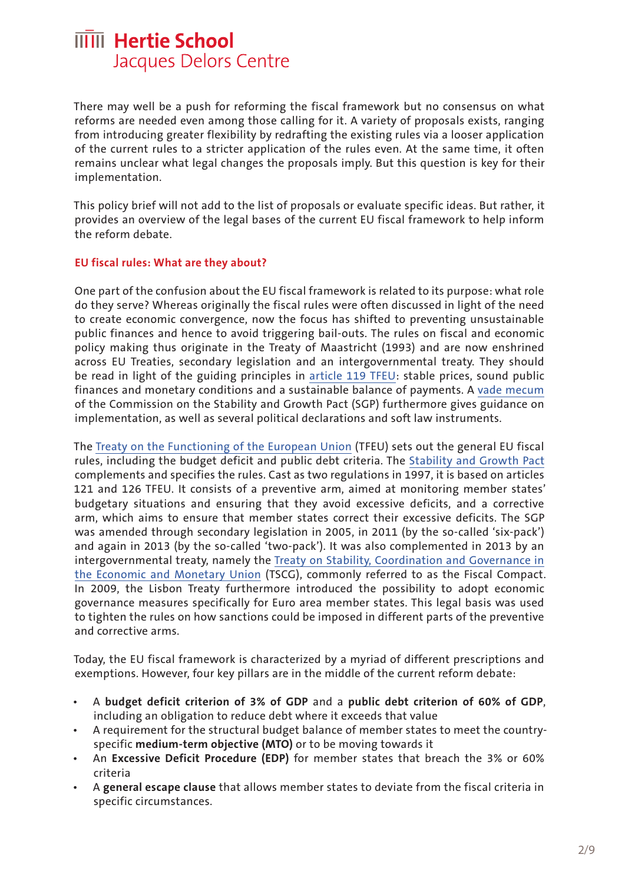There may well be a push for reforming the fiscal framework but no consensus on what reforms are needed even among those calling for it. A variety of proposals exists, ranging from introducing greater flexibility by redrafting the existing rules via a looser application of the current rules to a stricter application of the rules even. At the same time, it often remains unclear what legal changes the proposals imply. But this question is key for their implementation.

This policy brief will not add to the list of proposals or evaluate specific ideas. But rather, it provides an overview of the legal bases of the current EU fiscal framework to help inform the reform debate.

### EU fiscal rules: What are they about?

One part of the confusion about the EU fiscal framework is related to its purpose: what role do they serve? Whereas originally the fiscal rules were often discussed in light of the need to create economic convergence, now the focus has shifted to preventing unsustainable public finances and hence to avoid triggering bail-outs. The rules on fiscal and economic policy making thus originate in the Treaty of Maastricht (1993) and are now enshrined across EU Treaties, secondary legislation and an intergovernmental treaty. They should be read in light of the guiding principles in article 119 TFEU: stable prices, sound public finances and monetary conditions and a sustainable balance of payments. A vade mecum of the Commission on the Stability and Growth Pact (SGP) furthermore gives guidance on implementation, as well as several political declarations and soft law instruments.

The Treaty on the Functioning of the European Union (TFEU) sets out the general EU fiscal rules, including the budget deficit and public debt criteria. The Stability and Growth Pact complements and specifies the rules. Cast as two regulations in 1997, it is based on articles 121 and 126 TFEU. It consists of a preventive arm, aimed at monitoring member states' budgetary situations and ensuring that they avoid excessive deficits, and a corrective arm, which aims to ensure that member states correct their excessive deficits. The SGP was amended through secondary legislation in 2005, in 2011 (by the so-called 'six-pack') and again in 2013 (by the so-called 'two-pack'). It was also complemented in 2013 by an intergovernmental treaty, namely the Treaty on Stability, Coordination and Governance in the Economic and Monetary Union (TSCG), commonly referred to as the Fiscal Compact. In 2009, the Lisbon Treaty furthermore introduced the possibility to adopt economic governance measures specifically for Euro area member states. This legal basis was used to tighten the rules on how sanctions could be imposed in different parts of the preventive and corrective arms.

Today, the EU fiscal framework is characterized by a myriad of different prescriptions and exemptions. However, four key pillars are in the middle of the current reform debate:

- A **budget deficit criterion of 3% of GDP** and a **public debt criterion of 60% of GDP**, including an obligation to reduce debt where it exceeds that value
- A requirement for the structural budget balance of member states to meet the country-specific **medium-term objective (MTO)** or to be moving towards it
- An **Excessive Deficit Procedure (EDP)** for member states that breach the 3% or 60% criteria
- A **general escape clause** that allows member states to deviate from the fiscal criteria in specific circumstances.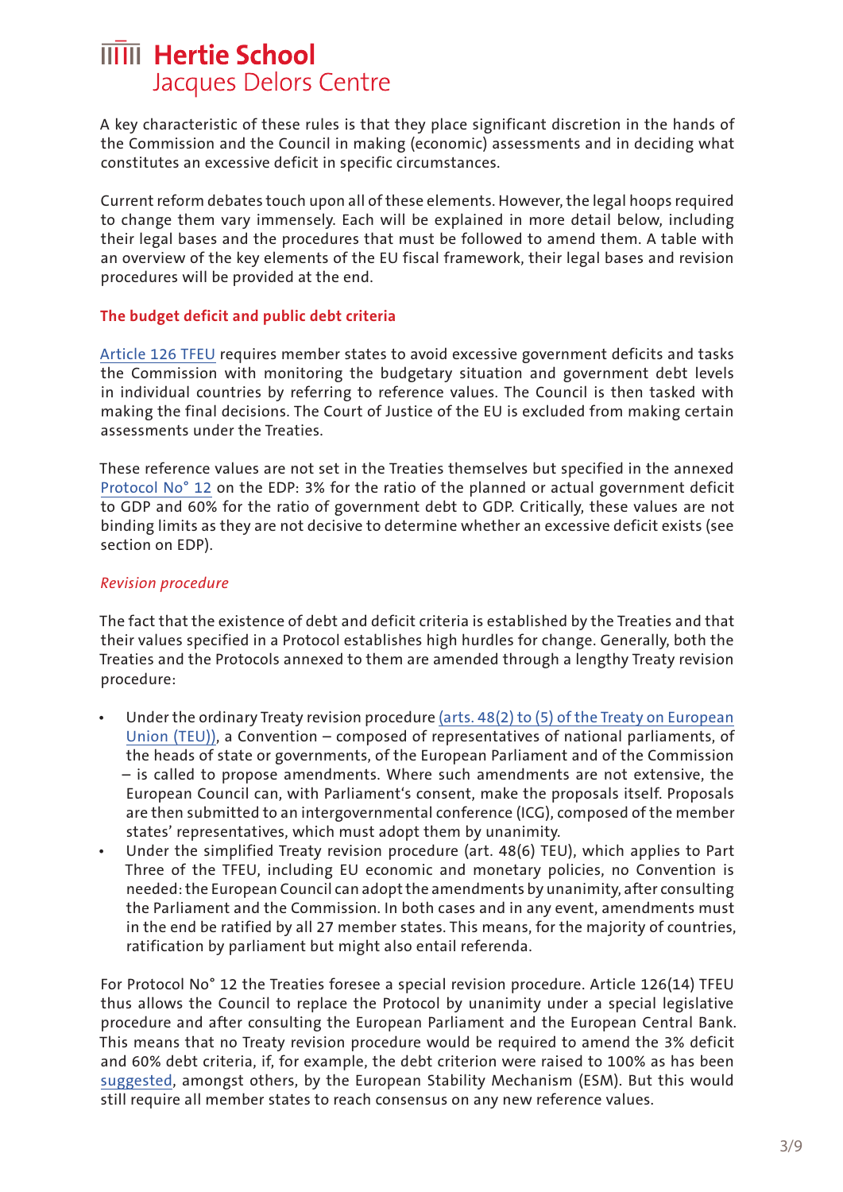A key characteristic of these rules is that they place significant discretion in the hands of the Commission and the Council in making (economic) assessments and in deciding what constitutes an excessive deficit in specific circumstances.

Current reform debates touch upon all of these elements. However, the legal hoops required to change them vary immensely. Each will be explained in more detail below, including their legal bases and the procedures that must be followed to amend them. A table with an overview of the key elements of the EU fiscal framework, their legal bases and revision procedures will be provided at the end.

## The budget deficit and public debt criteria

Article 126 TFEU requires member states to avoid excessive government deficits and tasks the Commission with monitoring the budgetary situation and government debt levels in individual countries by referring to reference values. The Council is then tasked with making the final decisions. The Court of Justice of the EU is excluded from making certain assessments under the Treaties.

These reference values are not set in the Treaties themselves but specified in the annexed Protocol No° 12 on the EDP: 3% for the ratio of the planned or actual government deficit to GDP and 60% for the ratio of government debt to GDP. Critically, these values are not binding limits as they are not decisive to determine whether an excessive deficit exists (see section on EDP).

### *Revision procedure*

The fact that the existence of debt and deficit criteria is established by the Treaties and that their values specified in a Protocol establishes high hurdles for change. Generally, both the Treaties and the Protocols annexed to them are amended through a lengthy Treaty revision procedure:

- Under the ordinary Treaty revision procedure (arts. 48(2) to (5) of the Treaty on European Union (TEU)), a Convention – composed of representatives of national parliaments, of the heads of state or governments, of the European Parliament and of the Commission – is called to propose amendments. Where such amendments are not extensive, the European Council can, with Parliament's consent, make the proposals itself. Proposals are then submitted to an intergovernmental conference (ICG), composed of the member states' representatives, which must adopt them by unanimity.
- Under the simplified Treaty revision procedure (art. 48(6) TEU), which applies to Part Three of the TFEU, including EU economic and monetary policies, no Convention is needed: the European Council can adopt the amendments by unanimity, after consulting the Parliament and the Commission. In both cases and in any event, amendments must in the end be ratified by all 27 member states. This means, for the majority of countries, ratification by parliament but might also entail referenda.

For Protocol No° 12 the Treaties foresee a special revision procedure. Article 126(14) TFEU thus allows the Council to replace the Protocol by unanimity under a special legislative procedure and after consulting the European Parliament and the European Central Bank. This means that no Treaty revision procedure would be required to amend the 3% deficit and 60% debt criteria, if, for example, the debt criterion were raised to 100% as has been suggested, amongst others, by the European Stability Mechanism (ESM). But this would still require all member states to reach consensus on any new reference values.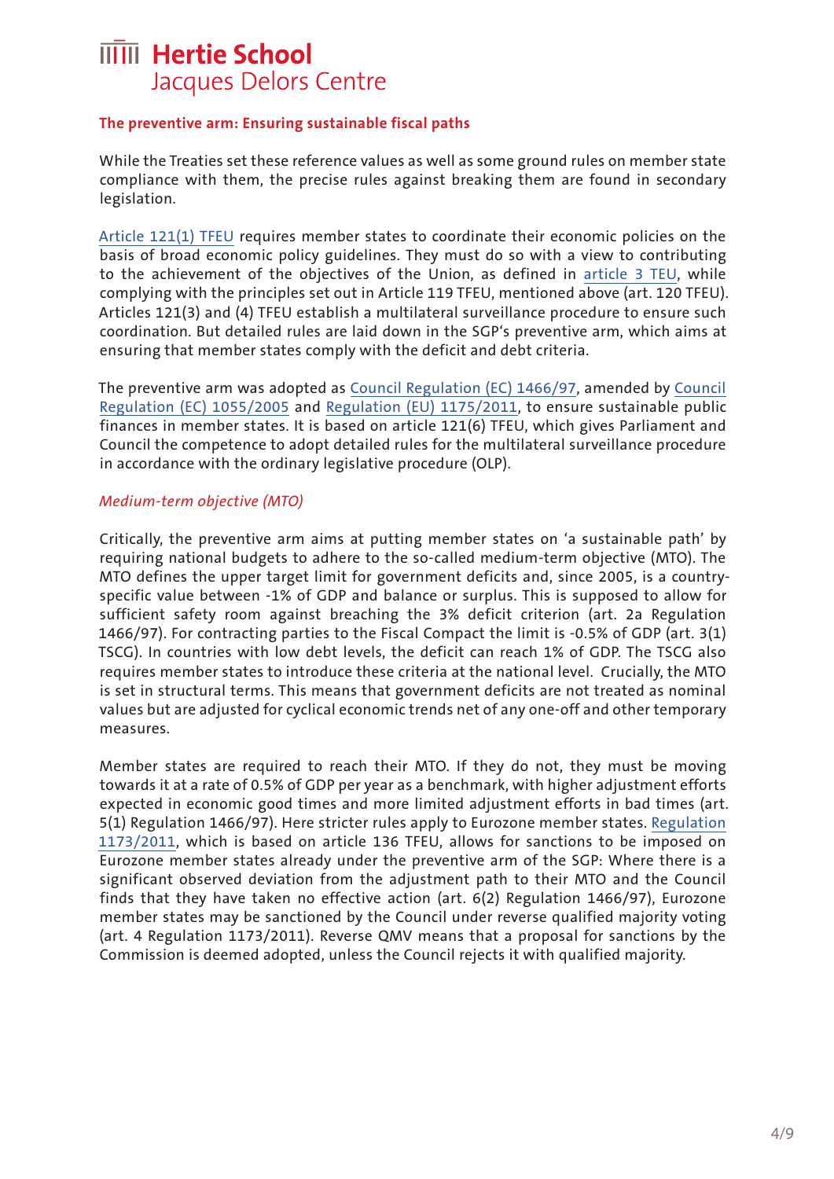## The preventive arm: Ensuring sustainable fiscal paths

While the Treaties set these reference values as well as some ground rules on member state compliance with them, the precise rules against breaking them are found in secondary legislation.

Article 121(1) TFEU requires member states to coordinate their economic policies on the basis of broad economic policy guidelines. They must do so with a view to contributing to the achievement of the objectives of the Union, as defined in article 3 TEU, while complying with the principles set out in Article 119 TFEU, mentioned above (art. 120 TFEU). Articles 121(3) and (4) TFEU establish a multilateral surveillance procedure to ensure such coordination. But detailed rules are laid down in the SGP's preventive arm, which aims at ensuring that member states comply with the deficit and debt criteria.

The preventive arm was adopted as Council Regulation (EC) 1466/97, amended by Council Regulation (EC) 1055/2005 and Regulation (EU) 1175/2011, to ensure sustainable public finances in member states. It is based on article 121(6) TFEU, which gives Parliament and Council the competence to adopt detailed rules for the multilateral surveillance procedure in accordance with the ordinary legislative procedure (OLP).

### *Medium-term objective (MTO)*

Critically, the preventive arm aims at putting member states on 'a sustainable path' by requiring national budgets to adhere to the so-called medium-term objective (MTO). The MTO defines the upper target limit for government deficits and, since 2005, is a country-specific value between -1% of GDP and balance or surplus. This is supposed to allow for sufficient safety room against breaching the 3% deficit criterion (art. 2a Regulation 1466/97). For contracting parties to the Fiscal Compact the limit is -0.5% of GDP (art. 3(1) TSCG). In countries with low debt levels, the deficit can reach 1% of GDP. The TSCG also requires member states to introduce these criteria at the national level. Crucially, the MTO is set in structural terms. This means that government deficits are not treated as nominal values but are adjusted for cyclical economic trends net of any one-off and other temporary measures.

Member states are required to reach their MTO. If they do not, they must be moving towards it at a rate of 0.5% of GDP per year as a benchmark, with higher adjustment efforts expected in economic good times and more limited adjustment efforts in bad times (art. 5(1) Regulation 1466/97). Here stricter rules apply to Eurozone member states. Regulation 1173/2011, which is based on article 136 TFEU, allows for sanctions to be imposed on Eurozone member states already under the preventive arm of the SGP: Where there is a significant observed deviation from the adjustment path to their MTO and the Council finds that they have taken no effective action (art. 6(2) Regulation 1466/97), Eurozone member states may be sanctioned by the Council under reverse qualified majority voting (art. 4 Regulation 1173/2011). Reverse QMV means that a proposal for sanctions by the Commission is deemed adopted, unless the Council rejects it with qualified majority.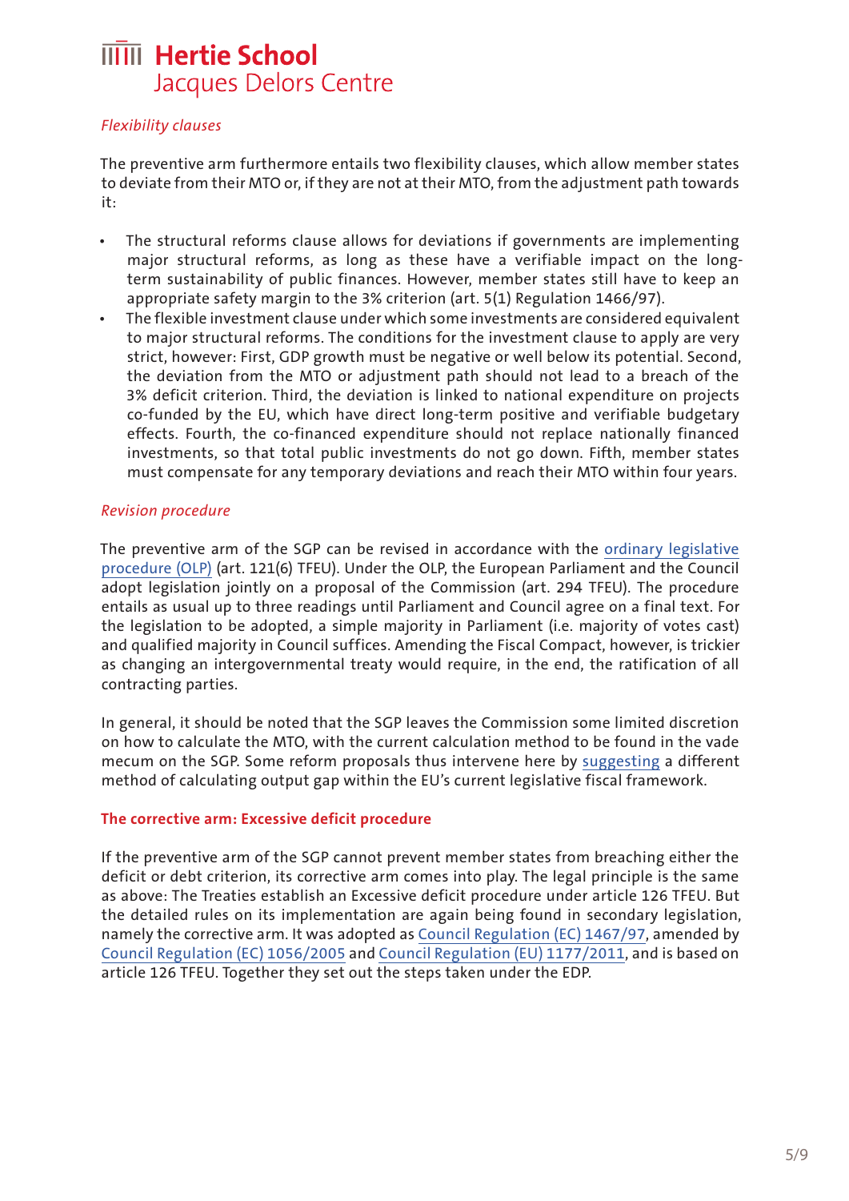*Flexibility clauses*

The preventive arm furthermore entails two flexibility clauses, which allow member states to deviate from their MTO or, if they are not at their MTO, from the adjustment path towards it:

- The structural reforms clause allows for deviations if governments are implementing major structural reforms, as long as these have a verifiable impact on the long-term sustainability of public finances. However, member states still have to keep an appropriate safety margin to the 3% criterion (art. 5(1) Regulation 1466/97).
- The flexible investment clause under which some investments are considered equivalent to major structural reforms. The conditions for the investment clause to apply are very strict, however: First, GDP growth must be negative or well below its potential. Second, the deviation from the MTO or adjustment path should not lead to a breach of the 3% deficit criterion. Third, the deviation is linked to national expenditure on projects co-funded by the EU, which have direct long-term positive and verifiable budgetary effects. Fourth, the co-financed expenditure should not replace nationally financed investments, so that total public investments do not go down. Fifth, member states must compensate for any temporary deviations and reach their MTO within four years.

*Revision procedure*

The preventive arm of the SGP can be revised in accordance with the ordinary legislative procedure (OLP) (art. 121(6) TFEU). Under the OLP, the European Parliament and the Council adopt legislation jointly on a proposal of the Commission (art. 294 TFEU). The procedure entails as usual up to three readings until Parliament and Council agree on a final text. For the legislation to be adopted, a simple majority in Parliament (i.e. majority of votes cast) and qualified majority in Council suffices. Amending the Fiscal Compact, however, is trickier as changing an intergovernmental treaty would require, in the end, the ratification of all contracting parties.

In general, it should be noted that the SGP leaves the Commission some limited discretion on how to calculate the MTO, with the current calculation method to be found in the vade mecum on the SGP. Some reform proposals thus intervene here by suggesting a different method of calculating output gap within the EU's current legislative fiscal framework.

**The corrective arm: Excessive deficit procedure**

If the preventive arm of the SGP cannot prevent member states from breaching either the deficit or debt criterion, its corrective arm comes into play. The legal principle is the same as above: The Treaties establish an Excessive deficit procedure under article 126 TFEU. But the detailed rules on its implementation are again being found in secondary legislation, namely the corrective arm. It was adopted as Council Regulation (EC) 1467/97, amended by Council Regulation (EC) 1056/2005 and Council Regulation (EU) 1177/2011, and is based on article 126 TFEU. Together they set out the steps taken under the EDP.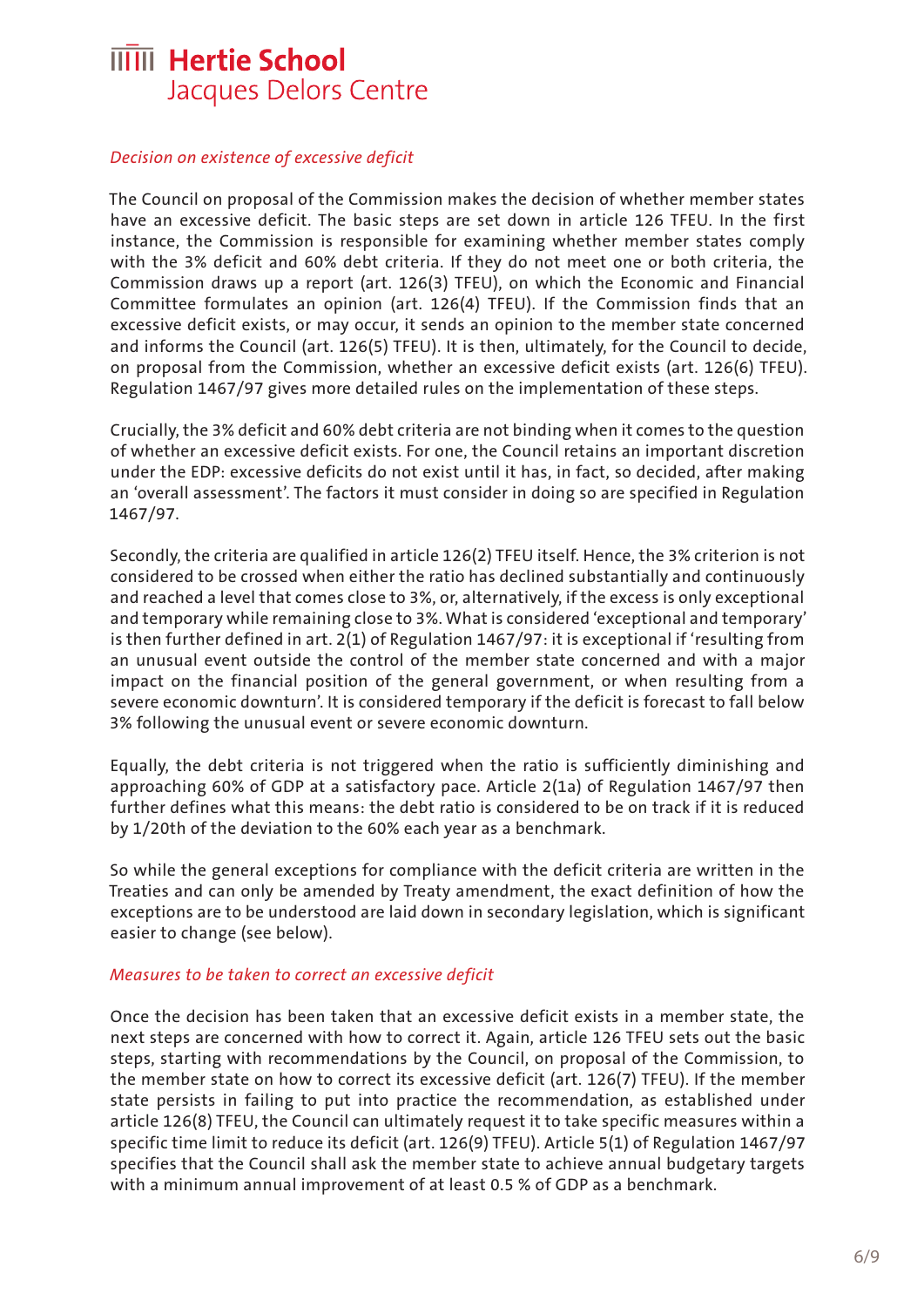*Decision on existence of excessive deficit*

The Council on proposal of the Commission makes the decision of whether member states have an excessive deficit. The basic steps are set down in article 126 TFEU. In the first instance, the Commission is responsible for examining whether member states comply with the 3% deficit and 60% debt criteria. If they do not meet one or both criteria, the Commission draws up a report (art. 126(3) TFEU), on which the Economic and Financial Committee formulates an opinion (art. 126(4) TFEU). If the Commission finds that an excessive deficit exists, or may occur, it sends an opinion to the member state concerned and informs the Council (art. 126(5) TFEU). It is then, ultimately, for the Council to decide, on proposal from the Commission, whether an excessive deficit exists (art. 126(6) TFEU). Regulation 1467/97 gives more detailed rules on the implementation of these steps.

Crucially, the 3% deficit and 60% debt criteria are not binding when it comes to the question of whether an excessive deficit exists. For one, the Council retains an important discretion under the EDP: excessive deficits do not exist until it has, in fact, so decided, after making an 'overall assessment'. The factors it must consider in doing so are specified in Regulation 1467/97.

Secondly, the criteria are qualified in article 126(2) TFEU itself. Hence, the 3% criterion is not considered to be crossed when either the ratio has declined substantially and continuously and reached a level that comes close to 3%, or, alternatively, if the excess is only exceptional and temporary while remaining close to 3%. What is considered 'exceptional and temporary' is then further defined in art. 2(1) of Regulation 1467/97: it is exceptional if 'resulting from an unusual event outside the control of the member state concerned and with a major impact on the financial position of the general government, or when resulting from a severe economic downturn'. It is considered temporary if the deficit is forecast to fall below 3% following the unusual event or severe economic downturn.

Equally, the debt criteria is not triggered when the ratio is sufficiently diminishing and approaching 60% of GDP at a satisfactory pace. Article 2(1a) of Regulation 1467/97 then further defines what this means: the debt ratio is considered to be on track if it is reduced by 1/20th of the deviation to the 60% each year as a benchmark.

So while the general exceptions for compliance with the deficit criteria are written in the Treaties and can only be amended by Treaty amendment, the exact definition of how the exceptions are to be understood are laid down in secondary legislation, which is significant easier to change (see below).

*Measures to be taken to correct an excessive deficit*

Once the decision has been taken that an excessive deficit exists in a member state, the next steps are concerned with how to correct it. Again, article 126 TFEU sets out the basic steps, starting with recommendations by the Council, on proposal of the Commission, to the member state on how to correct its excessive deficit (art. 126(7) TFEU). If the member state persists in failing to put into practice the recommendation, as established under article 126(8) TFEU, the Council can ultimately request it to take specific measures within a specific time limit to reduce its deficit (art. 126(9) TFEU). Article 5(1) of Regulation 1467/97 specifies that the Council shall ask the member state to achieve annual budgetary targets with a minimum annual improvement of at least 0.5 % of GDP as a benchmark.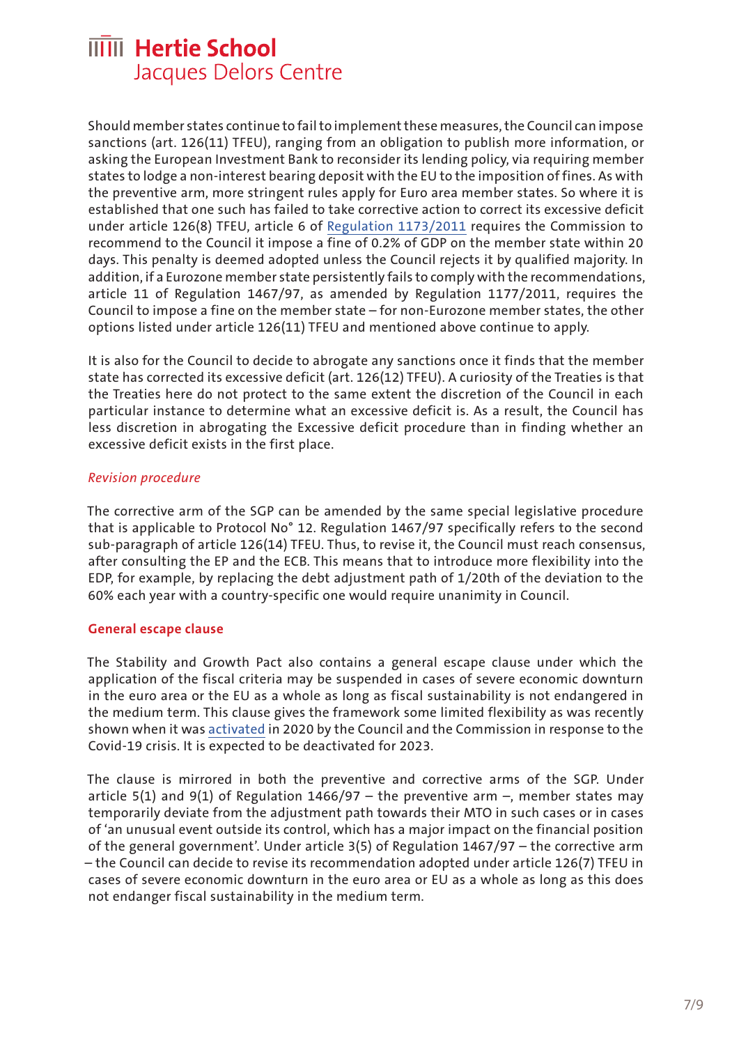Should member states continue to fail to implement these measures, the Council can impose sanctions (art. 126(11) TFEU), ranging from an obligation to publish more information, or asking the European Investment Bank to reconsider its lending policy, via requiring member states to lodge a non-interest bearing deposit with the EU to the imposition of fines. As with the preventive arm, more stringent rules apply for Euro area member states. So where it is established that one such has failed to take corrective action to correct its excessive deficit under article 126(8) TFEU, article 6 of Regulation 1173/2011 requires the Commission to recommend to the Council it impose a fine of 0.2% of GDP on the member state within 20 days. This penalty is deemed adopted unless the Council rejects it by qualified majority. In addition, if a Eurozone member state persistently fails to comply with the recommendations, article 11 of Regulation 1467/97, as amended by Regulation 1177/2011, requires the Council to impose a fine on the member state – for non-Eurozone member states, the other options listed under article 126(11) TFEU and mentioned above continue to apply.

It is also for the Council to decide to abrogate any sanctions once it finds that the member state has corrected its excessive deficit (art. 126(12) TFEU). A curiosity of the Treaties is that the Treaties here do not protect to the same extent the discretion of the Council in each particular instance to determine what an excessive deficit is. As a result, the Council has less discretion in abrogating the Excessive deficit procedure than in finding whether an excessive deficit exists in the first place.

*Revision procedure*

The corrective arm of the SGP can be amended by the same special legislative procedure that is applicable to Protocol N° 12. Regulation 1467/97 specifically refers to the second sub-paragraph of article 126(14) TFEU. Thus, to revise it, the Council must reach consensus, after consulting the EP and the ECB. This means that to introduce more flexibility into the EDP, for example, by replacing the debt adjustment path of 1/20th of the deviation to the 60% each year with a country-specific one would require unanimity in Council.

### General escape clause

The Stability and Growth Pact also contains a general escape clause under which the application of the fiscal criteria may be suspended in cases of severe economic downturn in the euro area or the EU as a whole as long as fiscal sustainability is not endangered in the medium term. This clause gives the framework some limited flexibility as was recently shown when it was activated in 2020 by the Council and the Commission in response to the Covid-19 crisis. It is expected to be deactivated for 2023.

The clause is mirrored in both the preventive and corrective arms of the SGP. Under article 5(1) and 9(1) of Regulation 1466/97 – the preventive arm –, member states may temporarily deviate from the adjustment path towards their MTO in such cases or in cases of 'an unusual event outside its control, which has a major impact on the financial position of the general government'. Under article 3(5) of Regulation 1467/97 – the corrective arm – the Council can decide to revise its recommendation adopted under article 126(7) TFEU in cases of severe economic downturn in the euro area or EU as a whole as long as this does not endanger fiscal sustainability in the medium term.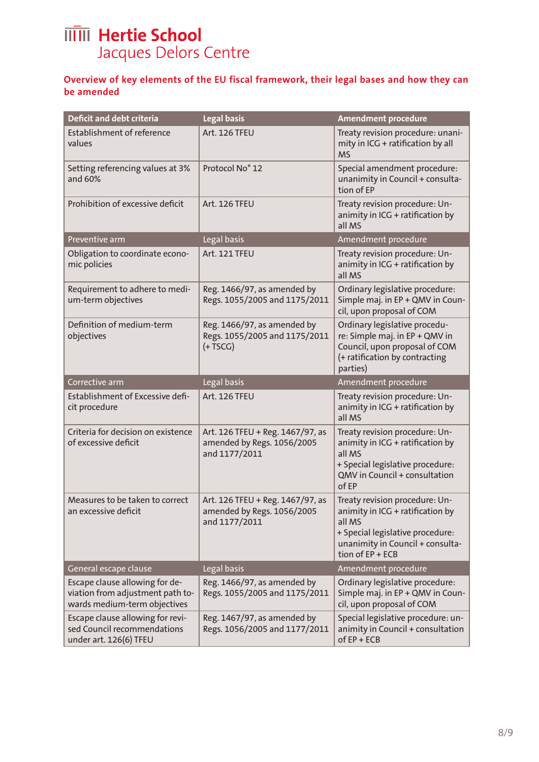**Hertie School**
Jacques Delors Centre

## Overview of key elements of the EU fiscal framework, their legal bases and how they can be amended

| Deficit and debt criteria | Legal basis | Amendment procedure |
|---|---|---|
| Establishment of reference values | Art. 126 TFEU | Treaty revision procedure: unanimity in ICG + ratification by all MS |
| Setting referencing values at 3% and 60% | Protocol No° 12 | Special amendment procedure: unanimity in Council + consultation of EP |
| Prohibition of excessive deficit | Art. 126 TFEU | Treaty revision procedure: Unanimity in ICG + ratification by all MS |
| **Preventive arm** | **Legal basis** | **Amendment procedure** |
| Obligation to coordinate economic policies | Art. 121 TFEU | Treaty revision procedure: Unanimity in ICG + ratification by all MS |
| Requirement to adhere to medium-term objectives | Reg. 1466/97, as amended by Regs. 1055/2005 and 1175/2011 | Ordinary legislative procedure: Simple maj. in EP + QMV in Council, upon proposal of COM |
| Definition of medium-term objectives | Reg. 1466/97, as amended by Regs. 1055/2005 and 1175/2011 (+ TSCG) | Ordinary legislative procedure: Simple maj. in EP + QMV in Council, upon proposal of COM (+ ratification by contracting parties) |
| **Corrective arm** | **Legal basis** | **Amendment procedure** |
| Establishment of Excessive deficit procedure | Art. 126 TFEU | Treaty revision procedure: Unanimity in ICG + ratification by all MS |
| Criteria for decision on existence of excessive deficit | Art. 126 TFEU + Reg. 1467/97, as amended by Regs. 1056/2005 and 1177/2011 | Treaty revision procedure: Unanimity in ICG + ratification by all MS + Special legislative procedure: QMV in Council + consultation of EP |
| Measures to be taken to correct an excessive deficit | Art. 126 TFEU + Reg. 1467/97, as amended by Regs. 1056/2005 and 1177/2011 | Treaty revision procedure: Unanimity in ICG + ratification by all MS + Special legislative procedure: unanimity in Council + consultation of EP + ECB |
| **General escape clause** | **Legal basis** | **Amendment procedure** |
| Escape clause allowing for deviation from adjustment path towards medium-term objectives | Reg. 1466/97, as amended by Regs. 1055/2005 and 1175/2011 | Ordinary legislative procedure: Simple maj. in EP + QMV in Council, upon proposal of COM |
| Escape clause allowing for revised Council recommendations under art. 126(6) TFEU | Reg. 1467/97, as amended by Regs. 1056/2005 and 1177/2011 | Special legislative procedure: unanimity in Council + consultation of EP + ECB |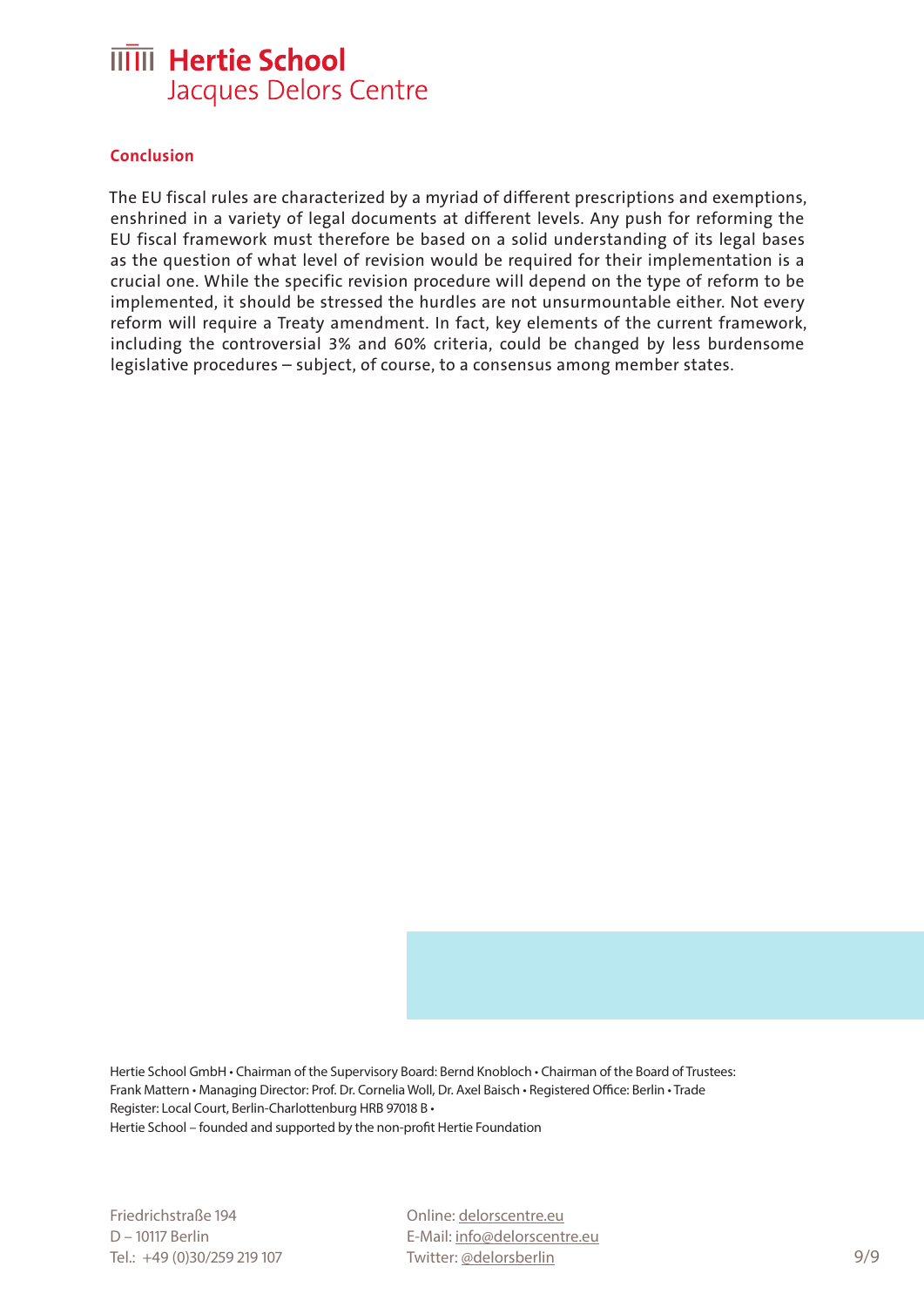## Conclusion

The EU fiscal rules are characterized by a myriad of different prescriptions and exemptions, enshrined in a variety of legal documents at different levels. Any push for reforming the EU fiscal framework must therefore be based on a solid understanding of its legal bases as the question of what level of revision would be required for their implementation is a crucial one. While the specific revision procedure will depend on the type of reform to be implemented, it should be stressed the hurdles are not unsurmountable either. Not every reform will require a Treaty amendment. In fact, key elements of the current framework, including the controversial 3% and 60% criteria, could be changed by less burdensome legislative procedures – subject, of course, to a consensus among member states.